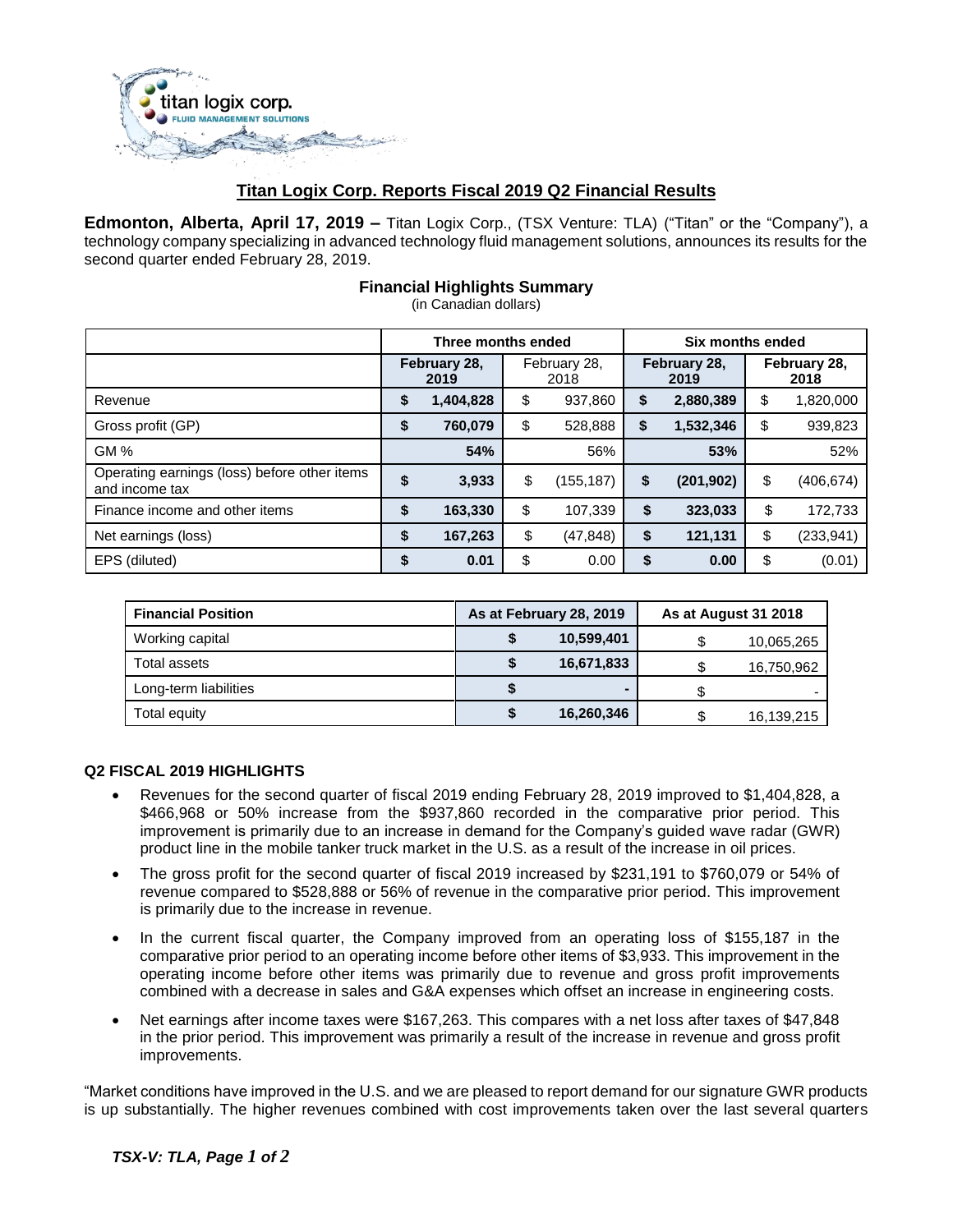# Titan Logix Corp. Reports Fiscal 2019 Q2 Financial Results

**Edmonton, Alberta, April 17, 2019 –** Titan Logix Corp., (TSX Venture: TLA) ("Titan" or the "Company"), a technology company specializing in advanced technology fluid management solutions, announces its results for the second quarter ended February 28, 2019.

## Financial Highlights Summary

(in Canadian dollars)

| | Three months ended | | Six months ended | |
|---|---|---|---|---|
| | **February 28, 2019** | February 28, 2018 | **February 28, 2019** | February 28, 2018 |
| Revenue | **$ 1,404,828** | $ 937,860 | **$ 2,880,389** | $ 1,820,000 |
| Gross profit (GP) | **$ 760,079** | $ 528,888 | **$ 1,532,346** | $ 939,823 |
| GM % | **54%** | 56% | **53%** | 52% |
| Operating earnings (loss) before other items and income tax | **$ 3,933** | $ (155,187) | **$ (201,902)** | $ (406,674) |
| Finance income and other items | **$ 163,330** | $ 107,339 | **$ 323,033** | $ 172,733 |
| Net earnings (loss) | **$ 167,263** | $ (47,848) | **$ 121,131** | $ (233,941) |
| EPS (diluted) | **$ 0.01** | $ 0.00 | **$ 0.00** | $ (0.01) |

| Financial Position | As at February 28, 2019 | As at August 31 2018 |
|---|---|---|
| Working capital | **$ 10,599,401** | $ 10,065,265 |
| Total assets | **$ 16,671,833** | $ 16,750,962 |
| Long-term liabilities | **$ -** | $ - |
| Total equity | **$ 16,260,346** | $ 16,139,215 |

### Q2 FISCAL 2019 HIGHLIGHTS

- Revenues for the second quarter of fiscal 2019 ending February 28, 2019 improved to $1,404,828, a $466,968 or 50% increase from the $937,860 recorded in the comparative prior period. This improvement is primarily due to an increase in demand for the Company's guided wave radar (GWR) product line in the mobile tanker truck market in the U.S. as a result of the increase in oil prices.
- The gross profit for the second quarter of fiscal 2019 increased by $231,191 to $760,079 or 54% of revenue compared to $528,888 or 56% of revenue in the comparative prior period. This improvement is primarily due to the increase in revenue.
- In the current fiscal quarter, the Company improved from an operating loss of $155,187 in the comparative prior period to an operating income before other items of $3,933. This improvement in the operating income before other items was primarily due to revenue and gross profit improvements combined with a decrease in sales and G&A expenses which offset an increase in engineering costs.
- Net earnings after income taxes were $167,263. This compares with a net loss after taxes of $47,848 in the prior period. This improvement was primarily a result of the increase in revenue and gross profit improvements.

"Market conditions have improved in the U.S. and we are pleased to report demand for our signature GWR products is up substantially. The higher revenues combined with cost improvements taken over the last several quarters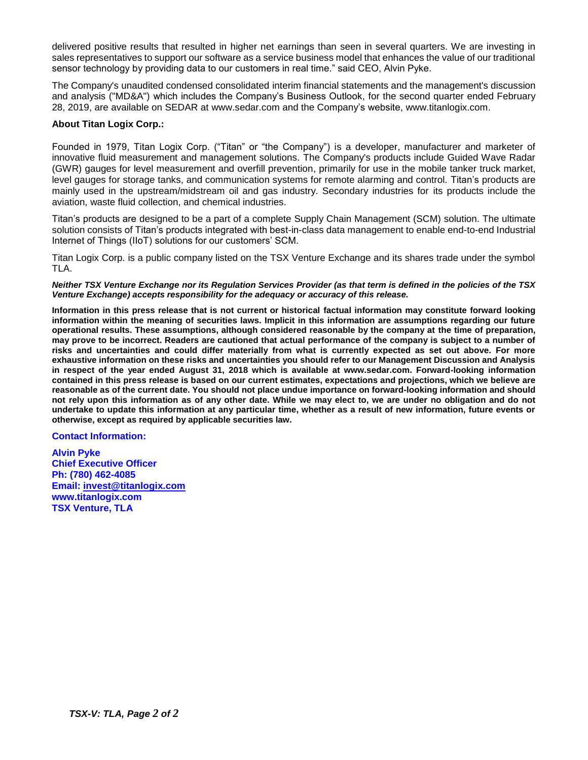delivered positive results that resulted in higher net earnings than seen in several quarters. We are investing in sales representatives to support our software as a service business model that enhances the value of our traditional sensor technology by providing data to our customers in real time." said CEO, Alvin Pyke.

The Company's unaudited condensed consolidated interim financial statements and the management's discussion and analysis ("MD&A") which includes the Company's Business Outlook, for the second quarter ended February 28, 2019, are available on SEDAR at www.sedar.com and the Company's website, www.titanlogix.com.

**About Titan Logix Corp.:**

Founded in 1979, Titan Logix Corp. ("Titan" or "the Company") is a developer, manufacturer and marketer of innovative fluid measurement and management solutions. The Company's products include Guided Wave Radar (GWR) gauges for level measurement and overfill prevention, primarily for use in the mobile tanker truck market, level gauges for storage tanks, and communication systems for remote alarming and control. Titan's products are mainly used in the upstream/midstream oil and gas industry. Secondary industries for its products include the aviation, waste fluid collection, and chemical industries.

Titan's products are designed to be a part of a complete Supply Chain Management (SCM) solution. The ultimate solution consists of Titan's products integrated with best-in-class data management to enable end-to-end Industrial Internet of Things (IIoT) solutions for our customers' SCM.

Titan Logix Corp. is a public company listed on the TSX Venture Exchange and its shares trade under the symbol TLA.

***Neither TSX Venture Exchange nor its Regulation Services Provider (as that term is defined in the policies of the TSX Venture Exchange) accepts responsibility for the adequacy or accuracy of this release.***

**Information in this press release that is not current or historical factual information may constitute forward looking information within the meaning of securities laws. Implicit in this information are assumptions regarding our future operational results. These assumptions, although considered reasonable by the company at the time of preparation, may prove to be incorrect. Readers are cautioned that actual performance of the company is subject to a number of risks and uncertainties and could differ materially from what is currently expected as set out above. For more exhaustive information on these risks and uncertainties you should refer to our Management Discussion and Analysis in respect of the year ended August 31, 2018 which is available at www.sedar.com. Forward-looking information contained in this press release is based on our current estimates, expectations and projections, which we believe are reasonable as of the current date. You should not place undue importance on forward-looking information and should not rely upon this information as of any other date. While we may elect to, we are under no obligation and do not undertake to update this information at any particular time, whether as a result of new information, future events or otherwise, except as required by applicable securities law.**

**Contact Information:**

**Alvin Pyke**
**Chief Executive Officer**
**Ph: (780) 462-4085**
**Email: invest@titanlogix.com**
**www.titanlogix.com**
**TSX Venture, TLA**